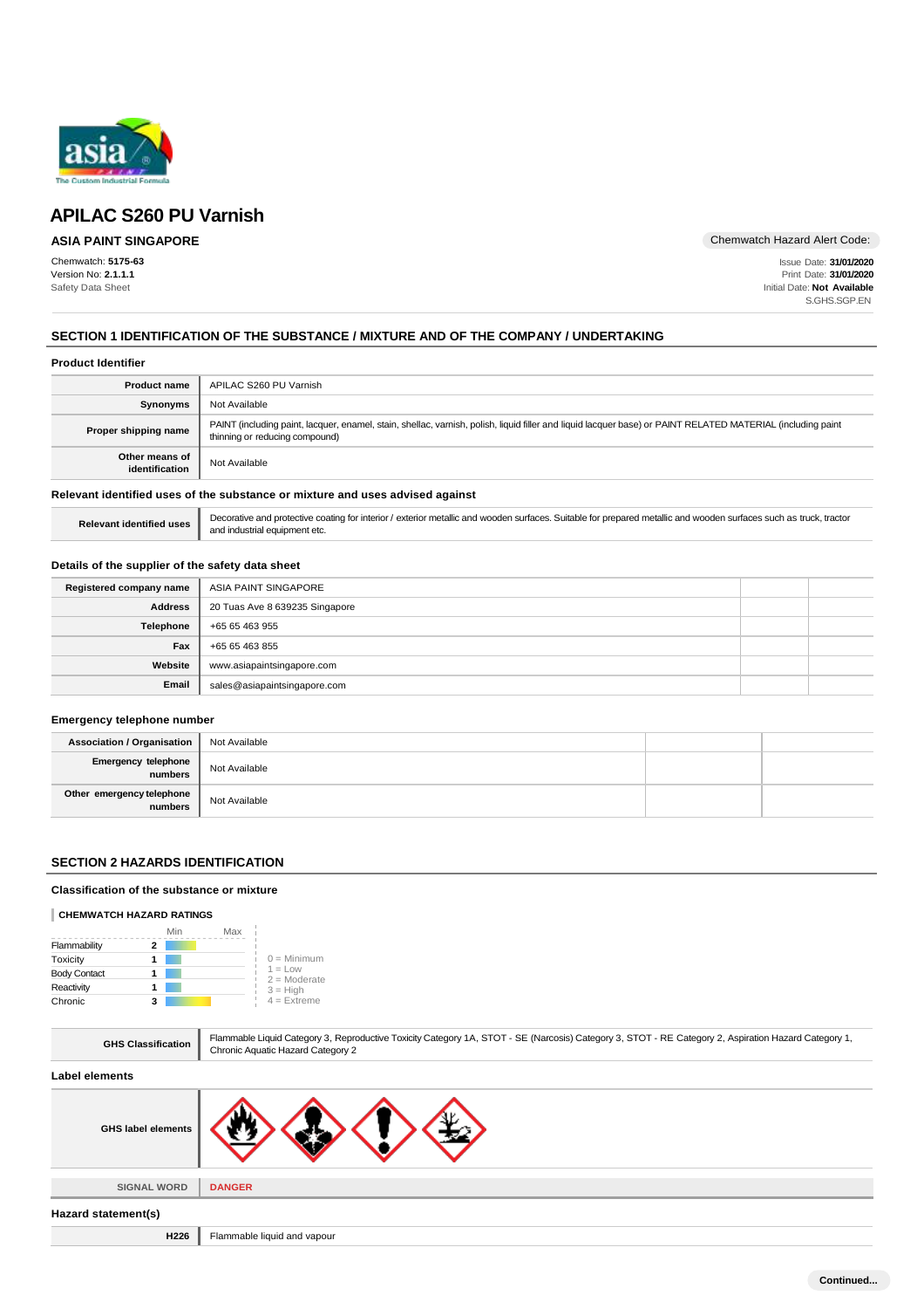# APILAC S260 PU Varnish

## ASIA PAINT SINGAPORE

Chemwatch: **5175-63**
Version No: **2.1.1.1**
Safety Data Sheet

Chemwatch Hazard Alert Code:

Issue Date: **31/01/2020**
Print Date: **31/01/2020**
Initial Date: **Not Available**
S.GHS.SGP.EN

## SECTION 1 IDENTIFICATION OF THE SUBSTANCE / MIXTURE AND OF THE COMPANY / UNDERTAKING

### Product Identifier

| | |
|---|---|
| **Product name** | APILAC S260 PU Varnish |
| **Synonyms** | Not Available |
| **Proper shipping name** | PAINT (including paint, lacquer, enamel, stain, shellac, varnish, polish, liquid filler and liquid lacquer base) or PAINT RELATED MATERIAL (including paint thinning or reducing compound) |
| **Other means of identification** | Not Available |

### Relevant identified uses of the substance or mixture and uses advised against

| | |
|---|---|
| **Relevant identified uses** | Decorative and protective coating for interior / exterior metallic and wooden surfaces. Suitable for prepared metallic and wooden surfaces such as truck, tractor and industrial equipment etc. |

### Details of the supplier of the safety data sheet

| | | | |
|---|---|---|---|
| **Registered company name** | ASIA PAINT SINGAPORE | | |
| **Address** | 20 Tuas Ave 8 639235 Singapore | | |
| **Telephone** | +65 65 463 955 | | |
| **Fax** | +65 65 463 855 | | |
| **Website** | www.asiapaintsingapore.com | | |
| **Email** | sales@asiapaintsingapore.com | | |

### Emergency telephone number

| | | | |
|---|---|---|---|
| **Association / Organisation** | Not Available | | |
| **Emergency telephone numbers** | Not Available | | |
| **Other emergency telephone numbers** | Not Available | | |

## SECTION 2 HAZARDS IDENTIFICATION

### Classification of the substance or mixture

**CHEMWATCH HAZARD RATINGS**

| | Rating |
|---|---|
| Flammability | 2 |
| Toxicity | 1 |
| Body Contact | 1 |
| Reactivity | 1 |
| Chronic | 3 |

0 = Minimum
1 = Low
2 = Moderate
3 = High
4 = Extreme

| | |
|---|---|
| **GHS Classification** | Flammable Liquid Category 3, Reproductive Toxicity Category 1A, STOT - SE (Narcosis) Category 3, STOT - RE Category 2, Aspiration Hazard Category 1, Chronic Aquatic Hazard Category 2 |

### Label elements

| | |
|---|---|
| **GHS label elements** | |
| **SIGNAL WORD** | **DANGER** |

### Hazard statement(s)

| | |
|---|---|
| **H226** | Flammable liquid and vapour |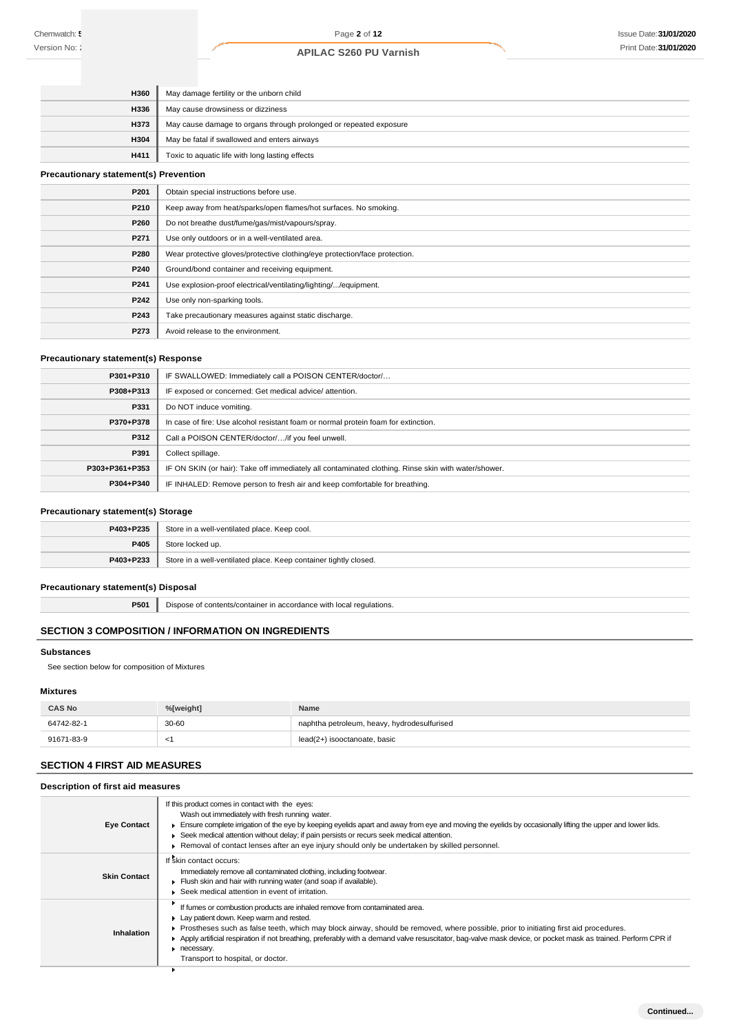| | |
|---|---|
| H360 | May damage fertility or the unborn child |
| H336 | May cause drowsiness or dizziness |
| H373 | May cause damage to organs through prolonged or repeated exposure |
| H304 | May be fatal if swallowed and enters airways |
| H411 | Toxic to aquatic life with long lasting effects |

### Precautionary statement(s) Prevention

| | |
|---|---|
| P201 | Obtain special instructions before use. |
| P210 | Keep away from heat/sparks/open flames/hot surfaces. No smoking. |
| P260 | Do not breathe dust/fume/gas/mist/vapours/spray. |
| P271 | Use only outdoors or in a well-ventilated area. |
| P280 | Wear protective gloves/protective clothing/eye protection/face protection. |
| P240 | Ground/bond container and receiving equipment. |
| P241 | Use explosion-proof electrical/ventilating/lighting/.../equipment. |
| P242 | Use only non-sparking tools. |
| P243 | Take precautionary measures against static discharge. |
| P273 | Avoid release to the environment. |

### Precautionary statement(s) Response

| | |
|---|---|
| P301+P310 | IF SWALLOWED: Immediately call a POISON CENTER/doctor/… |
| P308+P313 | IF exposed or concerned: Get medical advice/ attention. |
| P331 | Do NOT induce vomiting. |
| P370+P378 | In case of fire: Use alcohol resistant foam or normal protein foam for extinction. |
| P312 | Call a POISON CENTER/doctor/…/if you feel unwell. |
| P391 | Collect spillage. |
| P303+P361+P353 | IF ON SKIN (or hair): Take off immediately all contaminated clothing. Rinse skin with water/shower. |
| P304+P340 | IF INHALED: Remove person to fresh air and keep comfortable for breathing. |

### Precautionary statement(s) Storage

| | |
|---|---|
| P403+P235 | Store in a well-ventilated place. Keep cool. |
| P405 | Store locked up. |
| P403+P233 | Store in a well-ventilated place. Keep container tightly closed. |

### Precautionary statement(s) Disposal

| | |
|---|---|
| P501 | Dispose of contents/container in accordance with local regulations. |

## SECTION 3 COMPOSITION / INFORMATION ON INGREDIENTS

### Substances

See section below for composition of Mixtures

### Mixtures

| CAS No | %[weight] | Name |
|---|---|---|
| 64742-82-1 | 30-60 | naphtha petroleum, heavy, hydrodesulfurised |
| 91671-83-9 | <1 | lead(2+) isooctanoate, basic |

## SECTION 4 FIRST AID MEASURES

### Description of first aid measures

| | |
|---|---|
| Eye Contact | If this product comes in contact with the eyes:<br>Wash out immediately with fresh running water.<br>- Ensure complete irrigation of the eye by keeping eyelids apart and away from eye and moving the eyelids by occasionally lifting the upper and lower lids.<br>- Seek medical attention without delay; if pain persists or recurs seek medical attention.<br>- Removal of contact lenses after an eye injury should only be undertaken by skilled personnel. |
| Skin Contact | If skin contact occurs:<br>Immediately remove all contaminated clothing, including footwear.<br>- Flush skin and hair with running water (and soap if available).<br>- Seek medical attention in event of irritation. |
| Inhalation | - If fumes or combustion products are inhaled remove from contaminated area.<br>- Lay patient down. Keep warm and rested.<br>- Prostheses such as false teeth, which may block airway, should be removed, where possible, prior to initiating first aid procedures.<br>- Apply artificial respiration if not breathing, preferably with a demand valve resuscitator, bag-valve mask device, or pocket mask as trained. Perform CPR if necessary.<br>Transport to hospital, or doctor. |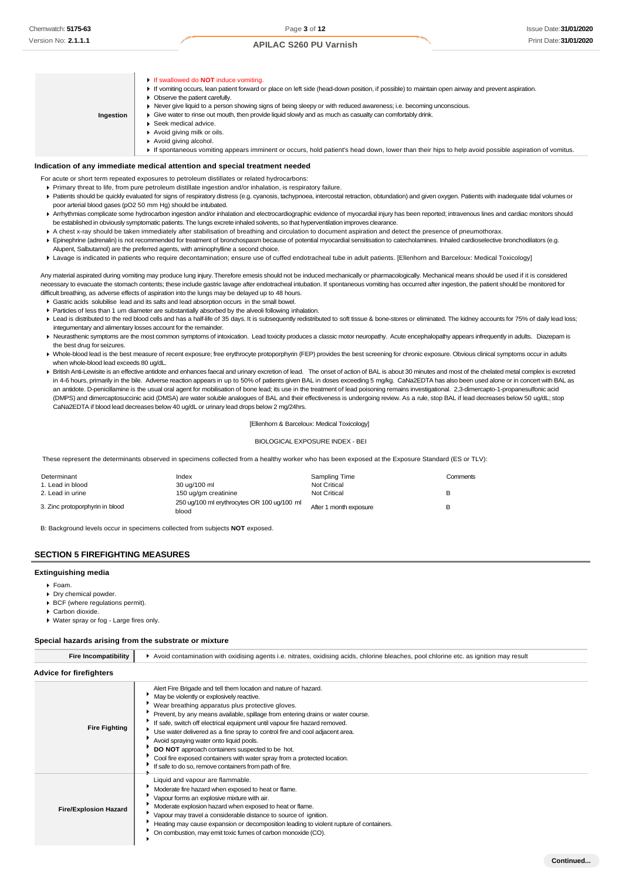| | |
|---|---|
| **Ingestion** | ▸ If swallowed do **NOT** induce vomiting.<br>▸ If vomiting occurs, lean patient forward or place on left side (head-down position, if possible) to maintain open airway and prevent aspiration.<br>▸ Observe the patient carefully.<br>▸ Never give liquid to a person showing signs of being sleepy or with reduced awareness; i.e. becoming unconscious.<br>▸ Give water to rinse out mouth, then provide liquid slowly and as much as casualty can comfortably drink.<br>▸ Seek medical advice.<br>▸ Avoid giving milk or oils.<br>▸ Avoid giving alcohol.<br>▸ If spontaneous vomiting appears imminent or occurs, hold patient's head down, lower than their hips to help avoid possible aspiration of vomitus. |

### Indication of any immediate medical attention and special treatment needed

For acute or short term repeated exposures to petroleum distillates or related hydrocarbons:

- Primary threat to life, from pure petroleum distillate ingestion and/or inhalation, is respiratory failure.
- Patients should be quickly evaluated for signs of respiratory distress (e.g. cyanosis, tachypnoea, intercostal retraction, obtundation) and given oxygen. Patients with inadequate tidal volumes or poor arterial blood gases (pO2 50 mm Hg) should be intubated.
- Arrhythmias complicate some hydrocarbon ingestion and/or inhalation and electrocardiographic evidence of myocardial injury has been reported; intravenous lines and cardiac monitors should be established in obviously symptomatic patients. The lungs excrete inhaled solvents, so that hyperventilation improves clearance.
- A chest x-ray should be taken immediately after stabilisation of breathing and circulation to document aspiration and detect the presence of pneumothorax.
- Epinephrine (adrenalin) is not recommended for treatment of bronchospasm because of potential myocardial sensitisation to catecholamines. Inhaled cardioselective bronchodilators (e.g. Alupent, Salbutamol) are the preferred agents, with aminophylline a second choice.
- Lavage is indicated in patients who require decontamination; ensure use of cuffed endotracheal tube in adult patients. [Ellenhorn and Barceloux: Medical Toxicology]

Any material aspirated during vomiting may produce lung injury. Therefore emesis should not be induced mechanically or pharmacologically. Mechanical means should be used if it is considered necessary to evacuate the stomach contents; these include gastric lavage after endotracheal intubation. If spontaneous vomiting has occurred after ingestion, the patient should be monitored for difficult breathing, as adverse effects of aspiration into the lungs may be delayed up to 48 hours.

- Gastric acids solubilise lead and its salts and lead absorption occurs in the small bowel.
- Particles of less than 1 um diameter are substantially absorbed by the alveoli following inhalation.
- Lead is distributed to the red blood cells and has a half-life of 35 days. It is subsequently redistributed to soft tissue & bone-stores or eliminated. The kidney accounts for 75% of daily lead loss; integumentary and alimentary losses account for the remainder.
- Neurasthenic symptoms are the most common symptoms of intoxication. Lead toxicity produces a classic motor neuropathy. Acute encephalopathy appears infrequently in adults. Diazepam is the best drug for seizures.
- Whole-blood lead is the best measure of recent exposure; free erythrocyte protoporphyrin (FEP) provides the best screening for chronic exposure. Obvious clinical symptoms occur in adults when whole-blood lead exceeds 80 ug/dL.
- British Anti-Lewisite is an effective antidote and enhances faecal and urinary excretion of lead. The onset of action of BAL is about 30 minutes and most of the chelated metal complex is excreted in 4-6 hours, primarily in the bile. Adverse reaction appears in up to 50% of patients given BAL in doses exceeding 5 mg/kg. CaNa2EDTA has also been used alone or in concert with BAL as an antidote. D-penicillamine is the usual oral agent for mobilisation of bone lead; its use in the treatment of lead poisoning remains investigational. 2,3-dimercapto-1-propanesulfonic acid (DMPS) and dimercaptosuccinic acid (DMSA) are water soluble analogues of BAL and their effectiveness is undergoing review. As a rule, stop BAL if lead decreases below 50 ug/dL; stop CaNa2EDTA if blood lead decreases below 40 ug/dL or urinary lead drops below 2 mg/24hrs.

[Ellenhorn & Barceloux: Medical Toxicology]

BIOLOGICAL EXPOSURE INDEX - BEI

These represent the determinants observed in specimens collected from a healthy worker who has been exposed at the Exposure Standard (ES or TLV):

| Determinant | Index | Sampling Time | Comments |
|---|---|---|---|
| 1. Lead in blood | 30 ug/100 ml | Not Critical | |
| 2. Lead in urine | 150 ug/gm creatinine | Not Critical | B |
| 3. Zinc protoporphyrin in blood | 250 ug/100 ml erythrocytes OR 100 ug/100 ml blood | After 1 month exposure | B |

B: Background levels occur in specimens collected from subjects **NOT** exposed.

## SECTION 5 FIREFIGHTING MEASURES

### Extinguishing media

- Foam.
- Dry chemical powder.
- BCF (where regulations permit).
- Carbon dioxide.
- Water spray or fog - Large fires only.

### Special hazards arising from the substrate or mixture

| | |
|---|---|
| **Fire Incompatibility** | ▸ Avoid contamination with oxidising agents i.e. nitrates, oxidising acids, chlorine bleaches, pool chlorine etc. as ignition may result |

### Advice for firefighters

| | |
|---|---|
| **Fire Fighting** | Alert Fire Brigade and tell them location and nature of hazard.<br>▸ May be violently or explosively reactive.<br>▸ Wear breathing apparatus plus protective gloves.<br>▸ Prevent, by any means available, spillage from entering drains or water course.<br>▸ If safe, switch off electrical equipment until vapour fire hazard removed.<br>▸ Use water delivered as a fine spray to control fire and cool adjacent area.<br>▸ Avoid spraying water onto liquid pools.<br>▸ **DO NOT** approach containers suspected to be hot.<br>▸ Cool fire exposed containers with water spray from a protected location.<br>▸ If safe to do so, remove containers from path of fire. |
| **Fire/Explosion Hazard** | Liquid and vapour are flammable.<br>▸ Moderate fire hazard when exposed to heat or flame.<br>▸ Vapour forms an explosive mixture with air.<br>▸ Moderate explosion hazard when exposed to heat or flame.<br>▸ Vapour may travel a considerable distance to source of ignition.<br>▸ Heating may cause expansion or decomposition leading to violent rupture of containers.<br>▸ On combustion, may emit toxic fumes of carbon monoxide (CO). |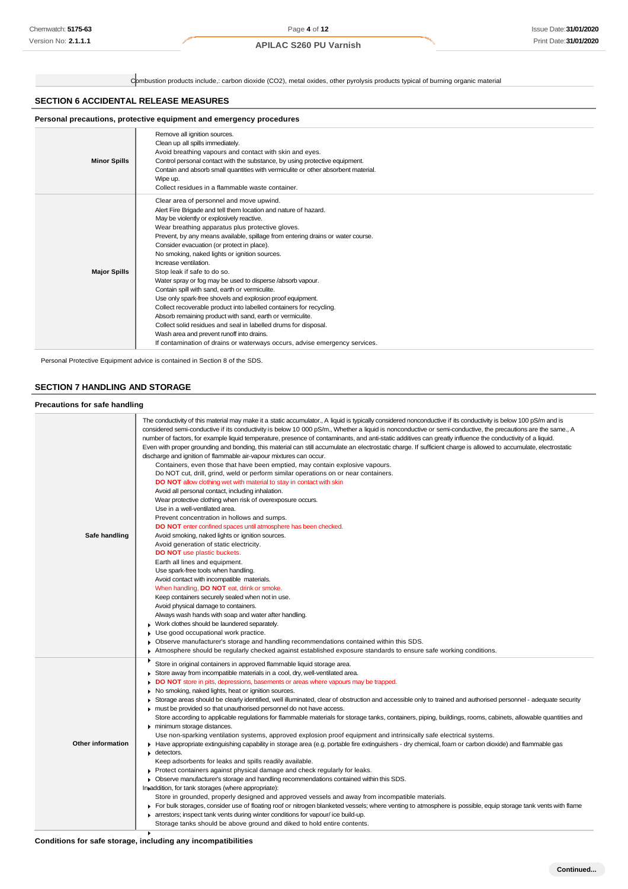| | Combustion products include,: carbon dioxide ($CO_2$), metal oxides, other pyrolysis products typical of burning organic material |
|---|---|

## SECTION 6 ACCIDENTAL RELEASE MEASURES

### Personal precautions, protective equipment and emergency procedures

| | |
|---|---|
| **Minor Spills** | Remove all ignition sources.<br>Clean up all spills immediately.<br>Avoid breathing vapours and contact with skin and eyes.<br>Control personal contact with the substance, by using protective equipment.<br>Contain and absorb small quantities with vermiculite or other absorbent material.<br>Wipe up.<br>Collect residues in a flammable waste container. |
| **Major Spills** | Clear area of personnel and move upwind.<br>Alert Fire Brigade and tell them location and nature of hazard.<br>May be violently or explosively reactive.<br>Wear breathing apparatus plus protective gloves.<br>Prevent, by any means available, spillage from entering drains or water course.<br>Consider evacuation (or protect in place).<br>No smoking, naked lights or ignition sources.<br>Increase ventilation.<br>Stop leak if safe to do so.<br>Water spray or fog may be used to disperse /absorb vapour.<br>Contain spill with sand, earth or vermiculite.<br>Use only spark-free shovels and explosion proof equipment.<br>Collect recoverable product into labelled containers for recycling.<br>Absorb remaining product with sand, earth or vermiculite.<br>Collect solid residues and seal in labelled drums for disposal.<br>Wash area and prevent runoff into drains.<br>If contamination of drains or waterways occurs, advise emergency services. |

Personal Protective Equipment advice is contained in Section 8 of the SDS.

## SECTION 7 HANDLING AND STORAGE

### Precautions for safe handling

| | |
|---|---|
| **Safe handling** | The conductivity of this material may make it a static accumulator., A liquid is typically considered nonconductive if its conductivity is below 100 pS/m and is considered semi-conductive if its conductivity is below 10 000 pS/m., Whether a liquid is nonconductive or semi-conductive, the precautions are the same., A number of factors, for example liquid temperature, presence of contaminants, and anti-static additives can greatly influence the conductivity of a liquid.<br>Even with proper grounding and bonding, this material can still accumulate an electrostatic charge. If sufficient charge is allowed to accumulate, electrostatic discharge and ignition of flammable air-vapour mixtures can occur.<br>Containers, even those that have been emptied, may contain explosive vapours.<br>Do NOT cut, drill, grind, weld or perform similar operations on or near containers.<br>**DO NOT** allow clothing wet with material to stay in contact with skin<br>Avoid all personal contact, including inhalation.<br>Wear protective clothing when risk of overexposure occurs.<br>Use in a well-ventilated area.<br>Prevent concentration in hollows and sumps.<br>**DO NOT** enter confined spaces until atmosphere has been checked.<br>Avoid smoking, naked lights or ignition sources.<br>Avoid generation of static electricity.<br>**DO NOT** use plastic buckets.<br>Earth all lines and equipment.<br>Use spark-free tools when handling.<br>Avoid contact with incompatible materials.<br>When handling, **DO NOT** eat, drink or smoke.<br>Keep containers securely sealed when not in use.<br>Avoid physical damage to containers.<br>Always wash hands with soap and water after handling.<br>Work clothes should be laundered separately.<br>Use good occupational work practice.<br>Observe manufacturer's storage and handling recommendations contained within this SDS.<br>Atmosphere should be regularly checked against established exposure standards to ensure safe working conditions. |
| **Other information** | Store in original containers in approved flammable liquid storage area.<br>Store away from incompatible materials in a cool, dry, well-ventilated area.<br>**DO NOT** store in pits, depressions, basements or areas where vapours may be trapped.<br>No smoking, naked lights, heat or ignition sources.<br>Storage areas should be clearly identified, well illuminated, clear of obstruction and accessible only to trained and authorised personnel - adequate security must be provided so that unauthorised personnel do not have access.<br>Store according to applicable regulations for flammable materials for storage tanks, containers, piping, buildings, rooms, cabinets, allowable quantities and minimum storage distances.<br>Use non-sparking ventilation systems, approved explosion proof equipment and intrinsically safe electrical systems.<br>Have appropriate extinguishing capability in storage area (e.g. portable fire extinguishers - dry chemical, foam or carbon dioxide) and flammable gas detectors.<br>Keep adsorbents for leaks and spills readily available.<br>Protect containers against physical damage and check regularly for leaks.<br>Observe manufacturer's storage and handling recommendations contained within this SDS.<br>In addition, for tank storages (where appropriate):<br>Store in grounded, properly designed and approved vessels and away from incompatible materials.<br>For bulk storages, consider use of floating roof or nitrogen blanketed vessels; where venting to atmosphere is possible, equip storage tank vents with flame arrestors; inspect tank vents during winter conditions for vapour/ ice build-up.<br>Storage tanks should be above ground and diked to hold entire contents. |

### Conditions for safe storage, including any incompatibilities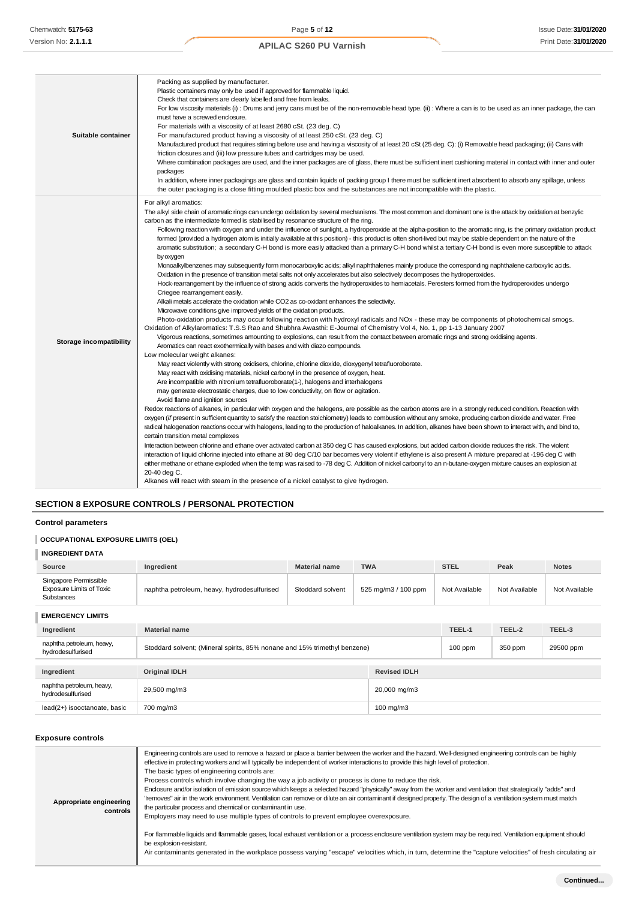| | |
|---|---|
| **Suitable container** | Packing as supplied by manufacturer.<br>Plastic containers may only be used if approved for flammable liquid.<br>Check that containers are clearly labelled and free from leaks.<br>For low viscosity materials (i) : Drums and jerry cans must be of the non-removable head type. (ii) : Where a can is to be used as an inner package, the can must have a screwed enclosure.<br>For materials with a viscosity of at least 2680 cSt. (23 deg. C)<br>For manufactured product having a viscosity of at least 250 cSt. (23 deg. C)<br>Manufactured product that requires stirring before use and having a viscosity of at least 20 cSt (25 deg. C): (i) Removable head packaging; (ii) Cans with friction closures and (iii) low pressure tubes and cartridges may be used.<br>Where combination packages are used, and the inner packages are of glass, there must be sufficient inert cushioning material in contact with inner and outer packages<br>In addition, where inner packagings are glass and contain liquids of packing group I there must be sufficient inert absorbent to absorb any spillage, unless the outer packaging is a close fitting moulded plastic box and the substances are not incompatible with the plastic. |
| **Storage incompatibility** | For alkyl aromatics:<br>The alkyl side chain of aromatic rings can undergo oxidation by several mechanisms. The most common and dominant one is the attack by oxidation at benzylic carbon as the intermediate formed is stabilised by resonance structure of the ring.<br>Following reaction with oxygen and under the influence of sunlight, a hydroperoxide at the alpha-position to the aromatic ring, is the primary oxidation product formed (provided a hydrogen atom is initially available at this position) - this product is often short-lived but may be stable dependent on the nature of the aromatic substitution; a secondary C-H bond is more easily attacked than a primary C-H bond whilst a tertiary C-H bond is even more susceptible to attack by oxygen<br>Monoalkylbenzenes may subsequently form monocarboxylic acids; alkyl naphthalenes mainly produce the corresponding naphthalene carboxylic acids.<br>Oxidation in the presence of transition metal salts not only accelerates but also selectively decomposes the hydroperoxides.<br>Hock-rearrangement by the influence of strong acids converts the hydroperoxides to hemiacetals. Peresters formed from the hydroperoxides undergo Criegee rearrangement easily.<br>Alkali metals accelerate the oxidation while CO2 as co-oxidant enhances the selectivity.<br>Microwave conditions give improved yields of the oxidation products.<br>Photo-oxidation products may occur following reaction with hydroxyl radicals and NOx - these may be components of photochemical smogs.<br>Oxidation of Alkylaromatics: T.S.S Rao and Shubhra Awasthi: E-Journal of Chemistry Vol 4, No. 1, pp 1-13 January 2007<br>Vigorous reactions, sometimes amounting to explosions, can result from the contact between aromatic rings and strong oxidising agents.<br>Aromatics can react exothermically with bases and with diazo compounds.<br>Low molecular weight alkanes:<br>May react violently with strong oxidisers, chlorine, chlorine dioxide, dioxygenyl tetrafluoroborate.<br>May react with oxidising materials, nickel carbonyl in the presence of oxygen, heat.<br>Are incompatible with nitronium tetrafluoroborate(1-), halogens and interhalogens<br>may generate electrostatic charges, due to low conductivity, on flow or agitation.<br>Avoid flame and ignition sources<br>Redox reactions of alkanes, in particular with oxygen and the halogens, are possible as the carbon atoms are in a strongly reduced condition. Reaction with oxygen (*if* present in sufficient quantity to satisfy the reaction stoichiometry) leads to combustion without any smoke, producing carbon dioxide and water. Free radical halogenation reactions occur with halogens, leading to the production of haloalkanes. In addition, alkanes have been shown to interact with, and bind to, certain transition metal complexes<br>Interaction between chlorine and ethane over activated carbon at 350 deg C has caused explosions, but added carbon dioxide reduces the risk. The violent interaction of liquid chlorine injected into ethane at 80 deg C/10 bar becomes very violent if ethylene is also present A mixture prepared at -196 deg C with either methane or ethane exploded when the temp was raised to -78 deg C. Addition of nickel carbonyl to an n-butane-oxygen mixture causes an explosion at 20-40 deg C.<br>Alkanes will react with steam in the presence of a nickel catalyst to give hydrogen. |

## SECTION 8 EXPOSURE CONTROLS / PERSONAL PROTECTION

### Control parameters

#### OCCUPATIONAL EXPOSURE LIMITS (OEL)

#### INGREDIENT DATA

| Source | Ingredient | Material name | TWA | STEL | Peak | Notes |
|---|---|---|---|---|---|---|
| Singapore Permissible Exposure Limits of Toxic Substances | naphtha petroleum, heavy, hydrodesulfurised | Stoddard solvent | 525 mg/m3 / 100 ppm | Not Available | Not Available | Not Available |

#### EMERGENCY LIMITS

| Ingredient | Material name | TEEL-1 | TEEL-2 | TEEL-3 |
|---|---|---|---|---|
| naphtha petroleum, heavy, hydrodesulfurised | Stoddard solvent; (Mineral spirits, 85% nonane and 15% trimethyl benzene) | 100 ppm | 350 ppm | 29500 ppm |

| Ingredient | Original IDLH | Revised IDLH |
|---|---|---|
| naphtha petroleum, heavy, hydrodesulfurised | 29,500 mg/m3 | 20,000 mg/m3 |
| lead(2+) isooctanoate, basic | 700 mg/m3 | 100 mg/m3 |

### Exposure controls

| | |
|---|---|
| **Appropriate engineering controls** | Engineering controls are used to remove a hazard or place a barrier between the worker and the hazard. Well-designed engineering controls can be highly effective in protecting workers and will typically be independent of worker interactions to provide this high level of protection.<br>The basic types of engineering controls are:<br>Process controls which involve changing the way a job activity or process is done to reduce the risk.<br>Enclosure and/or isolation of emission source which keeps a selected hazard "physically" away from the worker and ventilation that strategically "adds" and "removes" air in the work environment. Ventilation can remove or dilute an air contaminant if designed properly. The design of a ventilation system must match the particular process and chemical or contaminant in use.<br>Employers may need to use multiple types of controls to prevent employee overexposure.<br><br>For flammable liquids and flammable gases, local exhaust ventilation or a process enclosure ventilation system may be required. Ventilation equipment should be explosion-resistant.<br>Air contaminants generated in the workplace possess varying "escape" velocities which, in turn, determine the "capture velocities" of fresh circulating air |

**Continued...**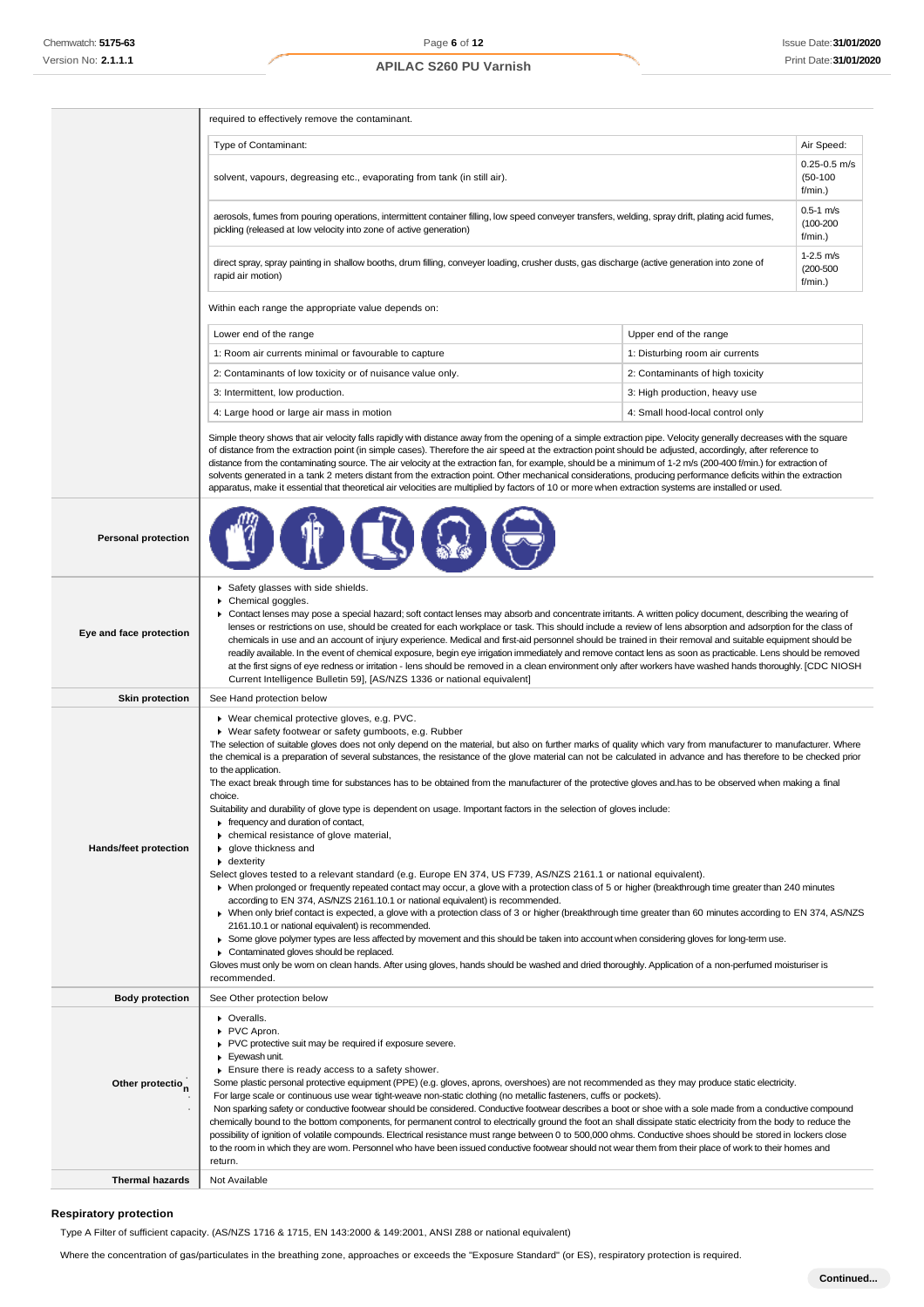| | |
|---|---|
| | required to effectively remove the contaminant.<br><br>Type of Contaminant: / Air Speed:<br>solvent, vapours, degreasing etc., evaporating from tank (in still air). — 0.25-0.5 m/s (50-100 f/min.)<br>aerosols, fumes from pouring operations, intermittent container filling, low speed conveyer transfers, welding, spray drift, plating acid fumes, pickling (released at low velocity into zone of active generation) — 0.5-1 m/s (100-200 f/min.)<br>direct spray, spray painting in shallow booths, drum filling, conveyer loading, crusher dusts, gas discharge (active generation into zone of rapid air motion) — 1-2.5 m/s (200-500 f/min.)<br><br>Within each range the appropriate value depends on:<br><br>Lower end of the range / Upper end of the range<br>1: Room air currents minimal or favourable to capture / 1: Disturbing room air currents<br>2: Contaminants of low toxicity or of nuisance value only. / 2: Contaminants of high toxicity<br>3: Intermittent, low production. / 3: High production, heavy use<br>4: Large hood or large air mass in motion / 4: Small hood-local control only<br><br>Simple theory shows that air velocity falls rapidly with distance away from the opening of a simple extraction pipe. Velocity generally decreases with the square of distance from the extraction point (in simple cases). Therefore the air speed at the extraction point should be adjusted, accordingly, after reference to distance from the contaminating source. The air velocity at the extraction fan, for example, should be a minimum of 1-2 m/s (200-400 f/min.) for extraction of solvents generated in a tank 2 meters distant from the extraction point. Other mechanical considerations, producing performance deficits within the extraction apparatus, make it essential that theoretical air velocities are multiplied by factors of 10 or more when extraction systems are installed or used. |
| **Personal protection** | |
| **Eye and face protection** | ▸ Safety glasses with side shields.<br>▸ Chemical goggles.<br>▸ Contact lenses may pose a special hazard; soft contact lenses may absorb and concentrate irritants. A written policy document, describing the wearing of lenses or restrictions on use, should be created for each workplace or task. This should include a review of lens absorption and adsorption for the class of chemicals in use and an account of injury experience. Medical and first-aid personnel should be trained in their removal and suitable equipment should be readily available. In the event of chemical exposure, begin eye irrigation immediately and remove contact lens as soon as practicable. Lens should be removed at the first signs of eye redness or irritation - lens should be removed in a clean environment only after workers have washed hands thoroughly. [CDC NIOSH Current Intelligence Bulletin 59], [AS/NZS 1336 or national equivalent] |
| **Skin protection** | See Hand protection below |
| **Hands/feet protection** | ▸ Wear chemical protective gloves, e.g. PVC.<br>▸ Wear safety footwear or safety gumboots, e.g. Rubber<br>The selection of suitable gloves does not only depend on the material, but also on further marks of quality which vary from manufacturer to manufacturer. Where the chemical is a preparation of several substances, the resistance of the glove material can not be calculated in advance and has therefore to be checked prior to the application.<br>The exact break through time for substances has to be obtained from the manufacturer of the protective gloves and.has to be observed when making a final choice.<br>Suitability and durability of glove type is dependent on usage. Important factors in the selection of gloves include:<br>▸ frequency and duration of contact,<br>▸ chemical resistance of glove material,<br>▸ glove thickness and<br>▸ dexterity<br>Select gloves tested to a relevant standard (e.g. Europe EN 374, US F739, AS/NZS 2161.1 or national equivalent).<br>▸ When prolonged or frequently repeated contact may occur, a glove with a protection class of 5 or higher (breakthrough time greater than 240 minutes according to EN 374, AS/NZS 2161.10.1 or national equivalent) is recommended.<br>▸ When only brief contact is expected, a glove with a protection class of 3 or higher (breakthrough time greater than 60 minutes according to EN 374, AS/NZS 2161.10.1 or national equivalent) is recommended.<br>▸ Some glove polymer types are less affected by movement and this should be taken into account when considering gloves for long-term use.<br>▸ Contaminated gloves should be replaced.<br>Gloves must only be worn on clean hands. After using gloves, hands should be washed and dried thoroughly. Application of a non-perfumed moisturiser is recommended. |
| **Body protection** | See Other protection below |
| **Other protection** | ▸ Overalls.<br>▸ PVC Apron.<br>▸ PVC protective suit may be required if exposure severe.<br>▸ Eyewash unit.<br>▸ Ensure there is ready access to a safety shower.<br>Some plastic personal protective equipment (PPE) (e.g. gloves, aprons, overshoes) are not recommended as they may produce static electricity.<br>For large scale or continuous use wear tight-weave non-static clothing (no metallic fasteners, cuffs or pockets).<br>Non sparking safety or conductive footwear should be considered. Conductive footwear describes a boot or shoe with a sole made from a conductive compound chemically bound to the bottom components, for permanent control to electrically ground the foot an shall dissipate static electricity from the body to reduce the possibility of ignition of volatile compounds. Electrical resistance must range between 0 to 500,000 ohms. Conductive shoes should be stored in lockers close to the room in which they are worn. Personnel who have been issued conductive footwear should not wear them from their place of work to their homes and return. |
| **Thermal hazards** | Not Available |

### Respiratory protection

Type A Filter of sufficient capacity. (AS/NZS 1716 & 1715, EN 143:2000 & 149:2001, ANSI Z88 or national equivalent)

Where the concentration of gas/particulates in the breathing zone, approaches or exceeds the "Exposure Standard" (or ES), respiratory protection is required.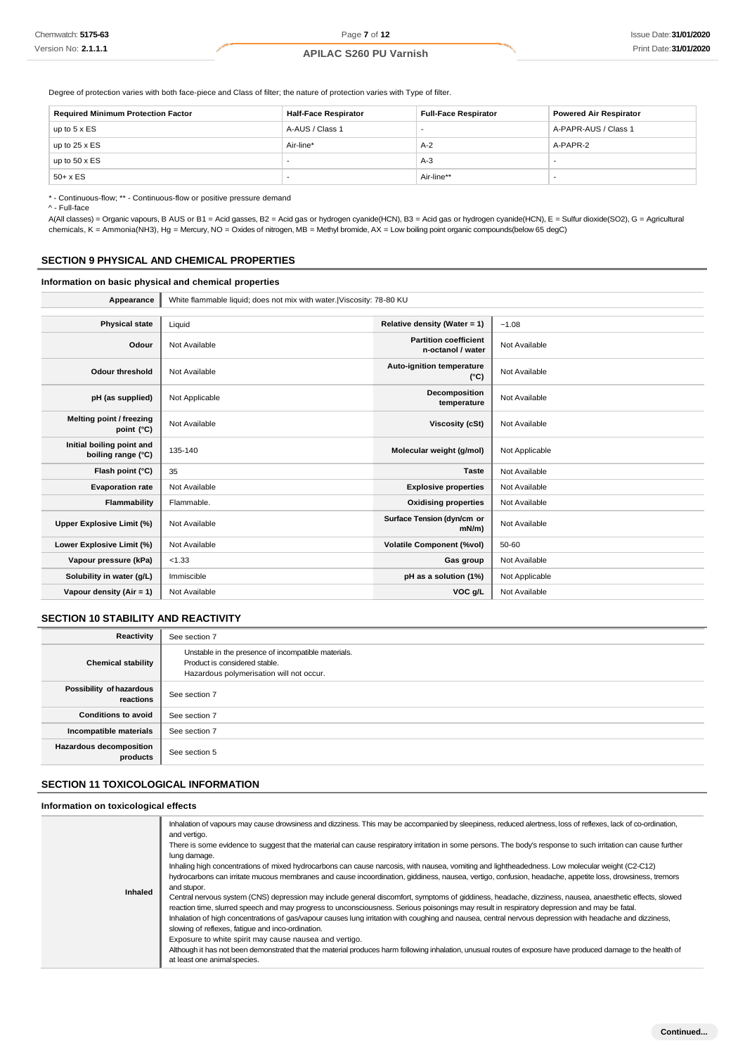Degree of protection varies with both face-piece and Class of filter; the nature of protection varies with Type of filter.

| Required Minimum Protection Factor | Half-Face Respirator | Full-Face Respirator | Powered Air Respirator |
|---|---|---|---|
| up to 5 x ES | A-AUS / Class 1 | - | A-PAPR-AUS / Class 1 |
| up to 25 x ES | Air-line* | A-2 | A-PAPR-2 |
| up to 50 x ES | - | A-3 | - |
| 50+ x ES | - | Air-line** | - |

* - Continuous-flow; ** - Continuous-flow or positive pressure demand
^ - Full-face

A(All classes) = Organic vapours, B AUS or B1 = Acid gasses, B2 = Acid gas or hydrogen cyanide(HCN), B3 = Acid gas or hydrogen cyanide(HCN), E = Sulfur dioxide(SO2), G = Agricultural chemicals, K = Ammonia(NH3), Hg = Mercury, NO = Oxides of nitrogen, MB = Methyl bromide, AX = Low boiling point organic compounds(below 65 degC)

## SECTION 9 PHYSICAL AND CHEMICAL PROPERTIES

### Information on basic physical and chemical properties

| Appearance | White flammable liquid; does not mix with water.\|Viscosity: 78-80 KU | | |
|---|---|---|---|
| Physical state | Liquid | Relative density (Water = 1) | ~1.08 |
| Odour | Not Available | Partition coefficient n-octanol / water | Not Available |
| Odour threshold | Not Available | Auto-ignition temperature (°C) | Not Available |
| pH (as supplied) | Not Applicable | Decomposition temperature | Not Available |
| Melting point / freezing point (°C) | Not Available | Viscosity (cSt) | Not Available |
| Initial boiling point and boiling range (°C) | 135-140 | Molecular weight (g/mol) | Not Applicable |
| Flash point (°C) | 35 | Taste | Not Available |
| Evaporation rate | Not Available | Explosive properties | Not Available |
| Flammability | Flammable. | Oxidising properties | Not Available |
| Upper Explosive Limit (%) | Not Available | Surface Tension (dyn/cm or mN/m) | Not Available |
| Lower Explosive Limit (%) | Not Available | Volatile Component (%vol) | 50-60 |
| Vapour pressure (kPa) | <1.33 | Gas group | Not Available |
| Solubility in water (g/L) | Immiscible | pH as a solution (1%) | Not Applicable |
| Vapour density (Air = 1) | Not Available | VOC g/L | Not Available |

## SECTION 10 STABILITY AND REACTIVITY

| Reactivity | See section 7 |
|---|---|
| Chemical stability | Unstable in the presence of incompatible materials.<br>Product is considered stable.<br>Hazardous polymerisation will not occur. |
| Possibility of hazardous reactions | See section 7 |
| Conditions to avoid | See section 7 |
| Incompatible materials | See section 7 |
| Hazardous decomposition products | See section 5 |

## SECTION 11 TOXICOLOGICAL INFORMATION

### Information on toxicological effects

| Inhaled | Inhalation of vapours may cause drowsiness and dizziness. This may be accompanied by sleepiness, reduced alertness, loss of reflexes, lack of co-ordination, and vertigo.<br>There is some evidence to suggest that the material can cause respiratory irritation in some persons. The body's response to such irritation can cause further lung damage.<br>Inhaling high concentrations of mixed hydrocarbons can cause narcosis, with nausea, vomiting and lightheadedness. Low molecular weight (C2-C12) hydrocarbons can irritate mucous membranes and cause incoordination, giddiness, nausea, vertigo, confusion, headache, appetite loss, drowsiness, tremors and stupor.<br>Central nervous system (CNS) depression may include general discomfort, symptoms of giddiness, headache, dizziness, nausea, anaesthetic effects, slowed reaction time, slurred speech and may progress to unconsciousness. Serious poisonings may result in respiratory depression and may be fatal.<br>Inhalation of high concentrations of gas/vapour causes lung irritation with coughing and nausea, central nervous depression with headache and dizziness, slowing of reflexes, fatigue and inco-ordination.<br>Exposure to white spirit may cause nausea and vertigo.<br>Although it has not been demonstrated that the material produces harm following inhalation, unusual routes of exposure have produced damage to the health of at least one animal species. |
|---|---|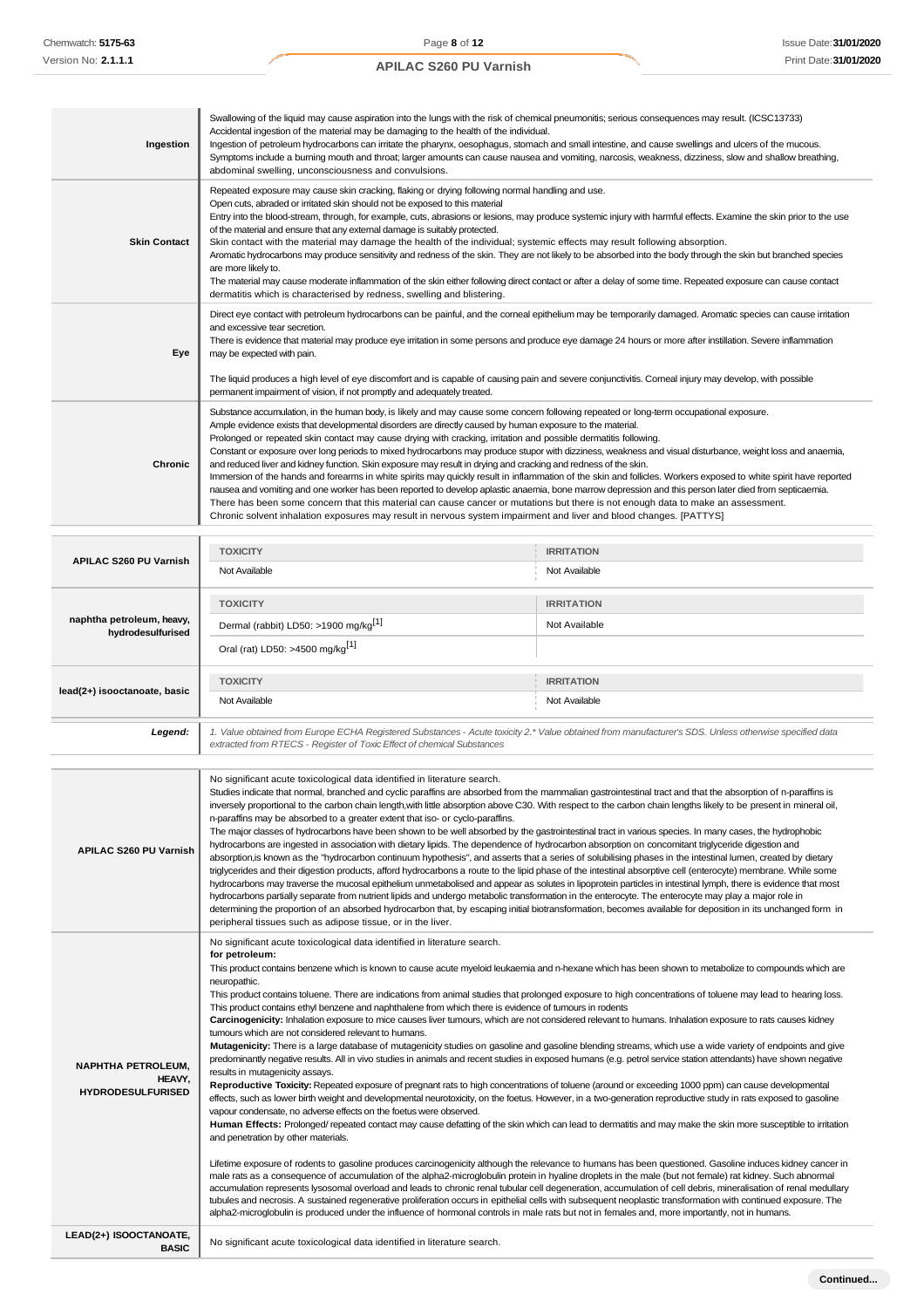| | |
|---|---|
| **Ingestion** | Swallowing of the liquid may cause aspiration into the lungs with the risk of chemical pneumonitis; serious consequences may result. (ICSC13733)<br>Accidental ingestion of the material may be damaging to the health of the individual.<br>Ingestion of petroleum hydrocarbons can irritate the pharynx, oesophagus, stomach and small intestine, and cause swellings and ulcers of the mucous.<br>Symptoms include a burning mouth and throat; larger amounts can cause nausea and vomiting, narcosis, weakness, dizziness, slow and shallow breathing, abdominal swelling, unconsciousness and convulsions. |
| **Skin Contact** | Repeated exposure may cause skin cracking, flaking or drying following normal handling and use.<br>Open cuts, abraded or irritated skin should not be exposed to this material<br>Entry into the blood-stream, through, for example, cuts, abrasions or lesions, may produce systemic injury with harmful effects. Examine the skin prior to the use of the material and ensure that any external damage is suitably protected.<br>Skin contact with the material may damage the health of the individual; systemic effects may result following absorption.<br>Aromatic hydrocarbons may produce sensitivity and redness of the skin. They are not likely to be absorbed into the body through the skin but branched species are more likely to.<br>The material may cause moderate inflammation of the skin either following direct contact or after a delay of some time. Repeated exposure can cause contact dermatitis which is characterised by redness, swelling and blistering. |
| **Eye** | Direct eye contact with petroleum hydrocarbons can be painful, and the corneal epithelium may be temporarily damaged. Aromatic species can cause irritation and excessive tear secretion.<br>There is evidence that material may produce eye irritation in some persons and produce eye damage 24 hours or more after instillation. Severe inflammation may be expected with pain.<br><br>The liquid produces a high level of eye discomfort and is capable of causing pain and severe conjunctivitis. Corneal injury may develop, with possible permanent impairment of vision, if not promptly and adequately treated. |
| **Chronic** | Substance accumulation, in the human body, is likely and may cause some concern following repeated or long-term occupational exposure.<br>Ample evidence exists that developmental disorders are directly caused by human exposure to the material.<br>Prolonged or repeated skin contact may cause drying with cracking, irritation and possible dermatitis following.<br>Constant or exposure over long periods to mixed hydrocarbons may produce stupor with dizziness, weakness and visual disturbance, weight loss and anaemia, and reduced liver and kidney function. Skin exposure may result in drying and cracking and redness of the skin.<br>Immersion of the hands and forearms in white spirits may quickly result in inflammation of the skin and follicles. Workers exposed to white spirit have reported nausea and vomiting and one worker has been reported to develop aplastic anaemia, bone marrow depression and this person later died from septicaemia.<br>There has been some concern that this material can cause cancer or mutations but there is not enough data to make an assessment.<br>Chronic solvent inhalation exposures may result in nervous system impairment and liver and blood changes. [PATTYS] |

| | TOXICITY | IRRITATION |
|---|---|---|
| **APILAC S260 PU Varnish** | Not Available | Not Available |
| **naphtha petroleum, heavy, hydrodesulfurised** | Dermal (rabbit) LD50: >1900 mg/kg[1] | Not Available |
| | Oral (rat) LD50: >4500 mg/kg[1] | |
| **lead(2+) isooctanoate, basic** | Not Available | Not Available |
| ***Legend:*** | *1. Value obtained from Europe ECHA Registered Substances - Acute toxicity 2.\* Value obtained from manufacturer's SDS. Unless otherwise specified data extracted from RTECS - Register of Toxic Effect of chemical Substances* | |

| | |
|---|---|
| **APILAC S260 PU Varnish** | No significant acute toxicological data identified in literature search.<br>Studies indicate that normal, branched and cyclic paraffins are absorbed from the mammalian gastrointestinal tract and that the absorption of n-paraffins is inversely proportional to the carbon chain length,with little absorption above C30. With respect to the carbon chain lengths likely to be present in mineral oil, n-paraffins may be absorbed to a greater extent that iso- or cyclo-paraffins.<br>The major classes of hydrocarbons have been shown to be well absorbed by the gastrointestinal tract in various species. In many cases, the hydrophobic hydrocarbons are ingested in association with dietary lipids. The dependence of hydrocarbon absorption on concomitant triglyceride digestion and absorption,is known as the "hydrocarbon continuum hypothesis", and asserts that a series of solubilising phases in the intestinal lumen, created by dietary triglycerides and their digestion products, afford hydrocarbons a route to the lipid phase of the intestinal absorptive cell (enterocyte) membrane. While some hydrocarbons may traverse the mucosal epithelium unmetabolised and appear as solutes in lipoprotein particles in intestinal lymph, there is evidence that most hydrocarbons partially separate from nutrient lipids and undergo metabolic transformation in the enterocyte. The enterocyte may play a major role in determining the proportion of an absorbed hydrocarbon that, by escaping initial biotransformation, becomes available for deposition in its unchanged form in peripheral tissues such as adipose tissue, or in the liver. |
| **NAPHTHA PETROLEUM, HEAVY, HYDRODESULFURISED** | No significant acute toxicological data identified in literature search.<br>**for petroleum:**<br>This product contains benzene which is known to cause acute myeloid leukaemia and n-hexane which has been shown to metabolize to compounds which are neuropathic.<br>This product contains toluene. There are indications from animal studies that prolonged exposure to high concentrations of toluene may lead to hearing loss.<br>This product contains ethyl benzene and naphthalene from which there is evidence of tumours in rodents<br>**Carcinogenicity:** Inhalation exposure to mice causes liver tumours, which are not considered relevant to humans. Inhalation exposure to rats causes kidney tumours which are not considered relevant to humans.<br>**Mutagenicity:** There is a large database of mutagenicity studies on gasoline and gasoline blending streams, which use a wide variety of endpoints and give predominantly negative results. All in vivo studies in animals and recent studies in exposed humans (e.g. petrol service station attendants) have shown negative results in mutagenicity assays.<br>**Reproductive Toxicity:** Repeated exposure of pregnant rats to high concentrations of toluene (around or exceeding 1000 ppm) can cause developmental effects, such as lower birth weight and developmental neurotoxicity, on the foetus. However, in a two-generation reproductive study in rats exposed to gasoline vapour condensate, no adverse effects on the foetus were observed.<br>**Human Effects:** Prolonged/ repeated contact may cause defatting of the skin which can lead to dermatitis and may make the skin more susceptible to irritation and penetration by other materials.<br><br>Lifetime exposure of rodents to gasoline produces carcinogenicity although the relevance to humans has been questioned. Gasoline induces kidney cancer in male rats as a consequence of accumulation of the alpha2-microglobulin protein in hyaline droplets in the male (but not female) rat kidney. Such abnormal accumulation represents lysosomal overload and leads to chronic renal tubular cell degeneration, accumulation of cell debris, mineralisation of renal medullary tubules and necrosis. A sustained regenerative proliferation occurs in epithelial cells with subsequent neoplastic transformation with continued exposure. The alpha2-microglobulin is produced under the influence of hormonal controls in male rats but not in females and, more importantly, not in humans. |
| **LEAD(2+) ISOOCTANOATE, BASIC** | No significant acute toxicological data identified in literature search. |

**Continued...**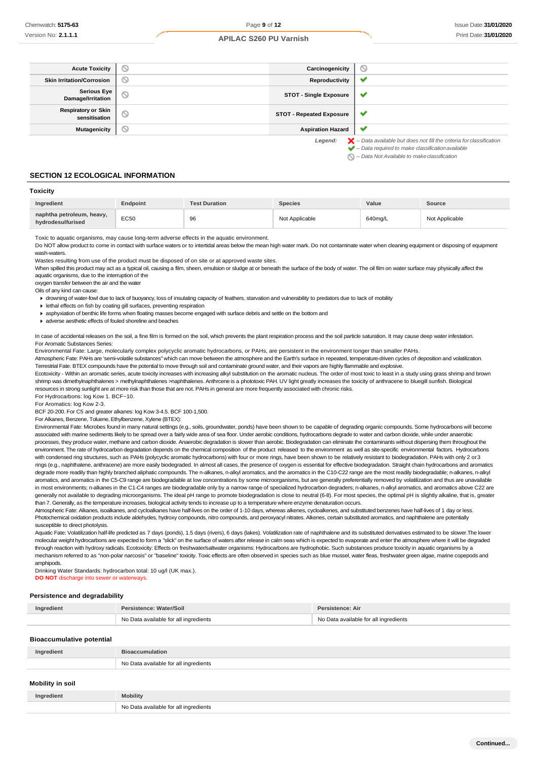| Acute Toxicity | ⃠ | Carcinogenicity | ⃠ |
|---|---|---|---|
| Skin Irritation/Corrosion | ⃠ | Reproductivity | ✔ |
| Serious Eye Damage/Irritation | ⃠ | STOT - Single Exposure | ✔ |
| Respiratory or Skin sensitisation | ⃠ | STOT - Repeated Exposure | ✔ |
| Mutagenicity | ⃠ | Aspiration Hazard | ✔ |

*Legend:*
- ✘ *– Data available but does not fill the criteria for classification*
- ✔ *– Data required to make classification available*
- ⃠ *– Data Not Available to make classification*

## SECTION 12 ECOLOGICAL INFORMATION

### Toxicity

| Ingredient | Endpoint | Test Duration | Species | Value | Source |
|---|---|---|---|---|---|
| naphtha petroleum, heavy, hydrodesulfurised | EC50 | 96 | Not Applicable | 640mg/L | Not Applicable |

Toxic to aquatic organisms, may cause long-term adverse effects in the aquatic environment.
Do NOT allow product to come in contact with surface waters or to intertidal areas below the mean high water mark. Do not contaminate water when cleaning equipment or disposing of equipment wash-waters.
Wastes resulting from use of the product must be disposed of on site or at approved waste sites.
When spilled this product may act as a typical oil, causing a film, sheen, emulsion or sludge at or beneath the surface of the body of water. The oil film on water surface may physically affect the aquatic organisms, due to the interruption of the
oxygen transfer between the air and the water
Oils of any kind can cause:

- drowning of water-fowl due to lack of buoyancy, loss of insulating capacity of feathers, starvation and vulnerability to predators due to lack of mobility
- lethal effects on fish by coating gill surfaces, preventing respiration
- asphyxiation of benthic life forms when floating masses become engaged with surface debris and settle on the bottom and
- adverse aesthetic effects of fouled shoreline and beaches

In case of accidental releases on the soil, a fine film is formed on the soil, which prevents the plant respiration process and the soil particle saturation. It may cause deep water infestation.
For Aromatic Substances Series:
Environmental Fate: Large, molecularly complex polycyclic aromatic hydrocarbons, or PAHs, are persistent in the environment longer than smaller PAHs.
Atmospheric Fate: PAHs are 'semi-volatile substances" which can move between the atmosphere and the Earth's surface in repeated, temperature-driven cycles of deposition and volatilization.
Terrestrial Fate: BTEX compounds have the potential to move through soil and contaminate ground water, and their vapors are highly flammable and explosive.
Ecotoxicity - Within an aromatic series, acute toxicity increases with increasing alkyl substitution on the aromatic nucleus. The order of most toxic to least in a study using grass shrimp and brown shrimp was dimethylnaphthalenes > methylnaphthalenes >naphthalenes. Anthrcene is a phototoxic PAH. UV light greatly increases the toxicity of anthracene to bluegill sunfish. Biological resources in strong sunlight are at more risk than those that are not. PAHs in general are more frequently associated with chronic risks.
For Hydrocarbons: log Kow 1. BCF~10.
For Aromatics: log Kow 2-3.
BCF 20-200. For C5 and greater alkanes: log Kow 3-4.5. BCF 100-1,500.
For Alkanes, Benzene, Toluene, Ethylbenzene, Xylene (BTEX):
Environmental Fate: Microbes found in many natural settings (e.g., soils, groundwater, ponds) have been shown to be capable of degrading organic compounds. Some hydrocarbons will become associated with marine sediments likely to be spread over a fairly wide area of sea floor. Under aerobic conditions, hydrocarbons degrade to water and carbon dioxide, while under anaerobic processes, they produce water, methane and carbon dioxide. Anaerobic degradation is slower than aerobic. Biodegradation can eliminate the contaminants without dispersing them throughout the environment. The rate of hydrocarbon degradation depends on the chemical composition of the product released to the environment as well as site-specific environmental factors. Hydrocarbons with condensed ring structures, such as PAHs (polycyclic aromatic hydrocarbons) with four or more rings, have been shown to be relatively resistant to biodegradation. PAHs with only 2 or 3 rings (e.g., naphthalene, anthracene) are more easily biodegraded. In almost all cases, the presence of oxygen is essential for effective biodegradation. Straight chain hydrocarbons and aromatics degrade more readily than highly branched aliphatic compounds. The n-alkanes, n-alkyl aromatics, and the aromatics in the C10-C22 range are the most readily biodegradable; n-alkanes, n-alkyl aromatics, and aromatics in the C5-C9 range are biodegradable at low concentrations by some microorganisms, but are generally preferentially removed by volatilization and thus are unavailable in most environments; n-alkanes in the C1-C4 ranges are biodegradable only by a narrow range of specialized hydrocarbon degraders; n-alkanes, n-alkyl aromatics, and aromatics above C22 are generally not available to degrading microorganisms. The ideal pH range to promote biodegradation is close to neutral (6-8). For most species, the optimal pH is slightly alkaline, that is, greater than 7. Generally, as the temperature increases, biological activity tends to increase up to a temperature where enzyme denaturation occurs.
Atmospheric Fate: Alkanes, isoalkanes, and cycloalkanes have half-lives on the order of 1-10 days, whereas alkenes, cycloalkenes, and substituted benzenes have half-lives of 1 day or less. Photochemical oxidation products include aldehydes, hydroxy compounds, nitro compounds, and peroxyacyl nitrates. Alkenes, certain substituted aromatics, and naphthalene are potentially susceptible to direct photolysis.
Aquatic Fate: Volatilization half-life predicted as 7 days (ponds), 1.5 days (rivers), 6 days (lakes). Volatilization rate of naphthalene and its substituted derivatives estimated to be slower.The lower molecular weight hydrocarbons are expected to form a "slick" on the surface of waters after release in calm seas which is expected to evaporate and enter the atmosphere where it will be degraded through reaction with hydroxy radicals. Ecotoxicity: Effects on freshwater/saltwater organisms: Hydrocarbons are hydrophobic. Such substances produce toxicity in aquatic organisms by a mechanism referred to as "non-polar narcosis" or "baseline" toxicity. Toxic effects are often observed in species such as blue mussel, water fleas, freshwater green algae, marine copepods and amphipods.
Drinking Water Standards: hydrocarbon total: 10 ug/l (UK max.).
**DO NOT** discharge into sewer or waterways.

### Persistence and degradability

| Ingredient | Persistence: Water/Soil | Persistence: Air |
|---|---|---|
| | No Data available for all ingredients | No Data available for all ingredients |

### Bioaccumulative potential

| Ingredient | Bioaccumulation |
|---|---|
| | No Data available for all ingredients |

### Mobility in soil

| Ingredient | Mobility |
|---|---|
| | No Data available for all ingredients |

**Continued...**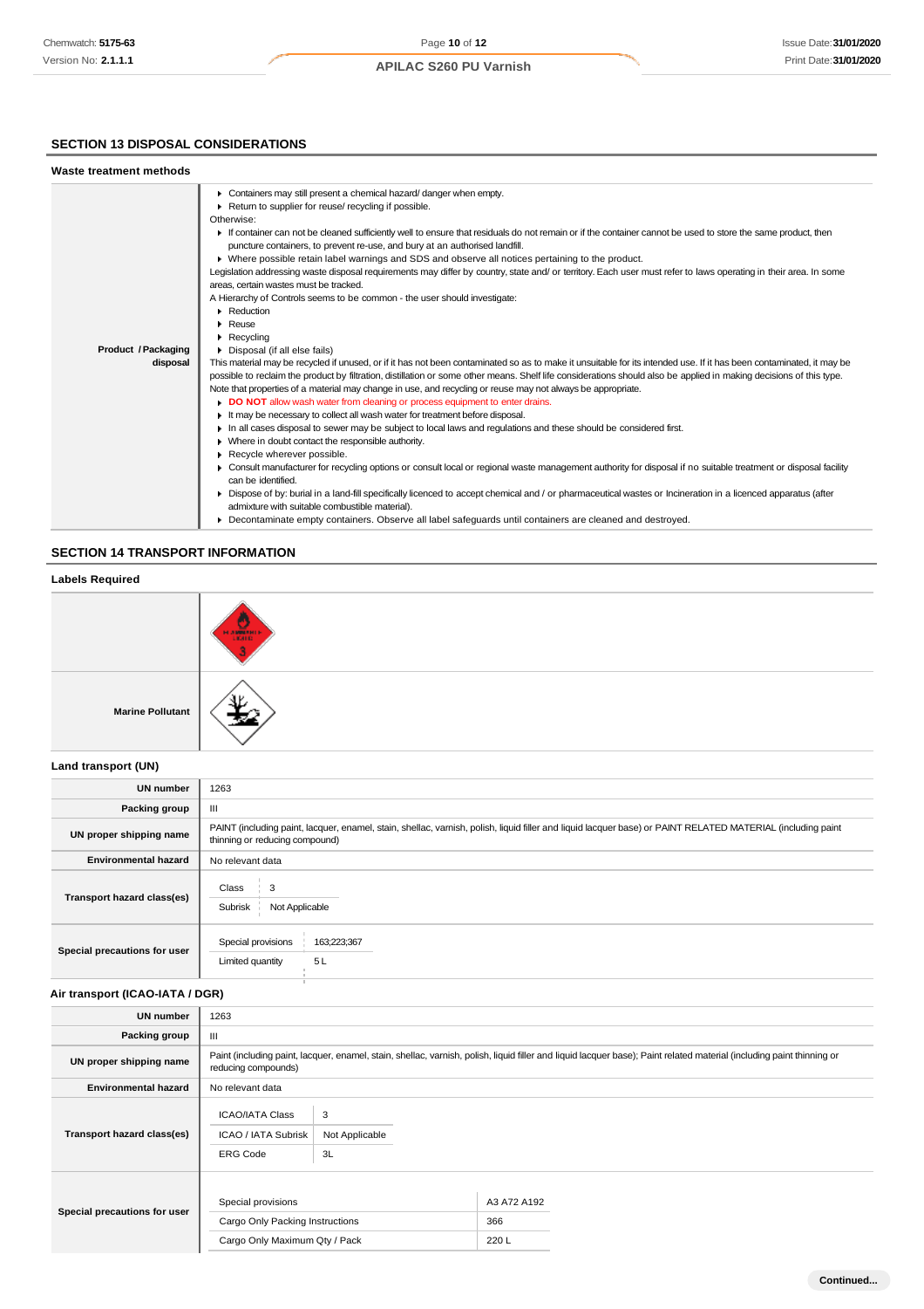## SECTION 13 DISPOSAL CONSIDERATIONS

### Waste treatment methods

| | |
|---|---|
| Product / Packaging disposal | ▸ Containers may still present a chemical hazard/ danger when empty.<br>▸ Return to supplier for reuse/ recycling if possible.<br>Otherwise:<br>▸ If container can not be cleaned sufficiently well to ensure that residuals do not remain or if the container cannot be used to store the same product, then puncture containers, to prevent re-use, and bury at an authorised landfill.<br>▸ Where possible retain label warnings and SDS and observe all notices pertaining to the product.<br>Legislation addressing waste disposal requirements may differ by country, state and/ or territory. Each user must refer to laws operating in their area. In some areas, certain wastes must be tracked.<br>A Hierarchy of Controls seems to be common - the user should investigate:<br>▸ Reduction<br>▸ Reuse<br>▸ Recycling<br>▸ Disposal (if all else fails)<br>This material may be recycled if unused, or if it has not been contaminated so as to make it unsuitable for its intended use. If it has been contaminated, it may be possible to reclaim the product by filtration, distillation or some other means. Shelf life considerations should also be applied in making decisions of this type. Note that properties of a material may change in use, and recycling or reuse may not always be appropriate.<br>▸ **DO NOT** allow wash water from cleaning or process equipment to enter drains.<br>▸ It may be necessary to collect all wash water for treatment before disposal.<br>▸ In all cases disposal to sewer may be subject to local laws and regulations and these should be considered first.<br>▸ Where in doubt contact the responsible authority.<br>▸ Recycle wherever possible.<br>▸ Consult manufacturer for recycling options or consult local or regional waste management authority for disposal if no suitable treatment or disposal facility can be identified.<br>▸ Dispose of by: burial in a land-fill specifically licenced to accept chemical and / or pharmaceutical wastes or Incineration in a licenced apparatus (after admixture with suitable combustible material).<br>▸ Decontaminate empty containers. Observe all label safeguards until containers are cleaned and destroyed. |

## SECTION 14 TRANSPORT INFORMATION

### Labels Required

| | |
|---|---|
| | FLAMMABLE LIQUID 3 |
| Marine Pollutant | |

### Land transport (UN)

| | |
|---|---|
| UN number | 1263 |
| Packing group | III |
| UN proper shipping name | PAINT (including paint, lacquer, enamel, stain, shellac, varnish, polish, liquid filler and liquid lacquer base) or PAINT RELATED MATERIAL (including paint thinning or reducing compound) |
| Environmental hazard | No relevant data |
| Transport hazard class(es) | Class: 3<br>Subrisk: Not Applicable |
| Special precautions for user | Special provisions: 163;223;367<br>Limited quantity: 5 L |

### Air transport (ICAO-IATA / DGR)

| | |
|---|---|
| UN number | 1263 |
| Packing group | III |
| UN proper shipping name | Paint (including paint, lacquer, enamel, stain, shellac, varnish, polish, liquid filler and liquid lacquer base); Paint related material (including paint thinning or reducing compounds) |
| Environmental hazard | No relevant data |
| Transport hazard class(es) | ICAO/IATA Class: 3<br>ICAO / IATA Subrisk: Not Applicable<br>ERG Code: 3L |
| Special precautions for user | Special provisions: A3 A72 A192<br>Cargo Only Packing Instructions: 366<br>Cargo Only Maximum Qty / Pack: 220 L |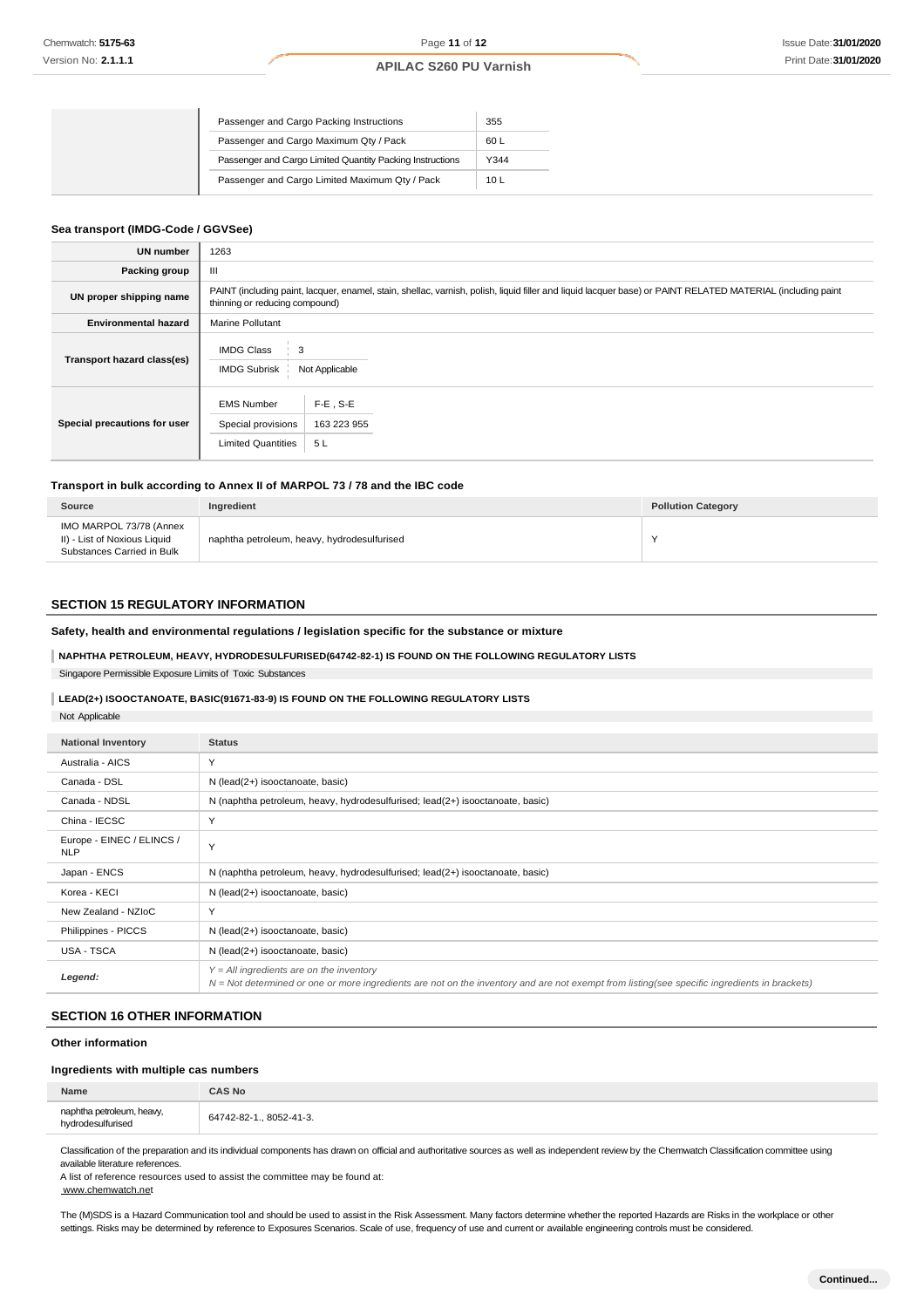| | | |
|---|---|---|
| | Passenger and Cargo Packing Instructions | 355 |
| | Passenger and Cargo Maximum Qty / Pack | 60 L |
| | Passenger and Cargo Limited Quantity Packing Instructions | Y344 |
| | Passenger and Cargo Limited Maximum Qty / Pack | 10 L |

### Sea transport (IMDG-Code / GGVSee)

| | |
|---|---|
| **UN number** | 1263 |
| **Packing group** | III |
| **UN proper shipping name** | PAINT (including paint, lacquer, enamel, stain, shellac, varnish, polish, liquid filler and liquid lacquer base) or PAINT RELATED MATERIAL (including paint thinning or reducing compound) |
| **Environmental hazard** | Marine Pollutant |
| **Transport hazard class(es)** | IMDG Class: 3<br>IMDG Subrisk: Not Applicable |
| **Special precautions for user** | EMS Number: F-E , S-E<br>Special provisions: 163 223 955<br>Limited Quantities: 5 L |

### Transport in bulk according to Annex II of MARPOL 73 / 78 and the IBC code

| Source | Ingredient | Pollution Category |
|---|---|---|
| IMO MARPOL 73/78 (Annex II) - List of Noxious Liquid Substances Carried in Bulk | naphtha petroleum, heavy, hydrodesulfurised | Y |

## SECTION 15 REGULATORY INFORMATION

### Safety, health and environmental regulations / legislation specific for the substance or mixture

**NAPHTHA PETROLEUM, HEAVY, HYDRODESULFURISED(64742-82-1) IS FOUND ON THE FOLLOWING REGULATORY LISTS**

Singapore Permissible Exposure Limits of Toxic Substances

**LEAD(2+) ISOOCTANOATE, BASIC(91671-83-9) IS FOUND ON THE FOLLOWING REGULATORY LISTS**

Not Applicable

| National Inventory | Status |
|---|---|
| Australia - AICS | Y |
| Canada - DSL | N (lead(2+) isooctanoate, basic) |
| Canada - NDSL | N (naphtha petroleum, heavy, hydrodesulfurised; lead(2+) isooctanoate, basic) |
| China - IECSC | Y |
| Europe - EINEC / ELINCS / NLP | Y |
| Japan - ENCS | N (naphtha petroleum, heavy, hydrodesulfurised; lead(2+) isooctanoate, basic) |
| Korea - KECI | N (lead(2+) isooctanoate, basic) |
| New Zealand - NZIoC | Y |
| Philippines - PICCS | N (lead(2+) isooctanoate, basic) |
| USA - TSCA | N (lead(2+) isooctanoate, basic) |
| ***Legend:*** | *Y = All ingredients are on the inventory*<br>*N = Not determined or one or more ingredients are not on the inventory and are not exempt from listing(see specific ingredients in brackets)* |

## SECTION 16 OTHER INFORMATION

### Other information

### Ingredients with multiple cas numbers

| Name | CAS No |
|---|---|
| naphtha petroleum, heavy, hydrodesulfurised | 64742-82-1., 8052-41-3. |

Classification of the preparation and its individual components has drawn on official and authoritative sources as well as independent review by the Chemwatch Classification committee using available literature references.
A list of reference resources used to assist the committee may be found at:
www.chemwatch.net

The (M)SDS is a Hazard Communication tool and should be used to assist in the Risk Assessment. Many factors determine whether the reported Hazards are Risks in the workplace or other settings. Risks may be determined by reference to Exposures Scenarios. Scale of use, frequency of use and current or available engineering controls must be considered.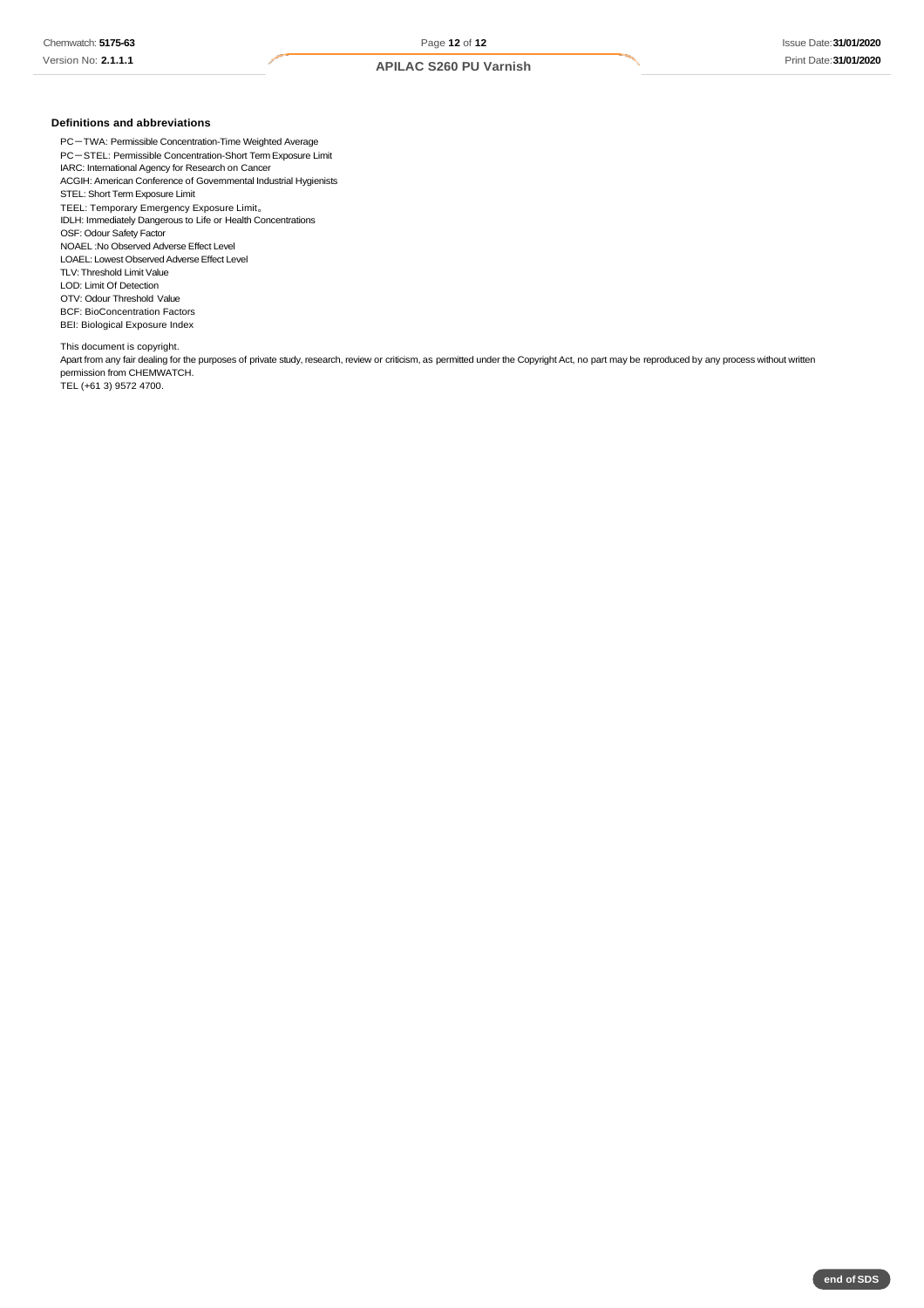### Definitions and abbreviations

PC－TWA: Permissible Concentration-Time Weighted Average
PC－STEL: Permissible Concentration-Short Term Exposure Limit
IARC: International Agency for Research on Cancer
ACGIH: American Conference of Governmental Industrial Hygienists
STEL: Short Term Exposure Limit
TEEL: Temporary Emergency Exposure Limit。
IDLH: Immediately Dangerous to Life or Health Concentrations
OSF: Odour Safety Factor
NOAEL :No Observed Adverse Effect Level
LOAEL: Lowest Observed Adverse Effect Level
TLV: Threshold Limit Value
LOD: Limit Of Detection
OTV: Odour Threshold Value
BCF: BioConcentration Factors
BEI: Biological Exposure Index

This document is copyright.
Apart from any fair dealing for the purposes of private study, research, review or criticism, as permitted under the Copyright Act, no part may be reproduced by any process without written permission from CHEMWATCH.
TEL (+61 3) 9572 4700.

end of SDS